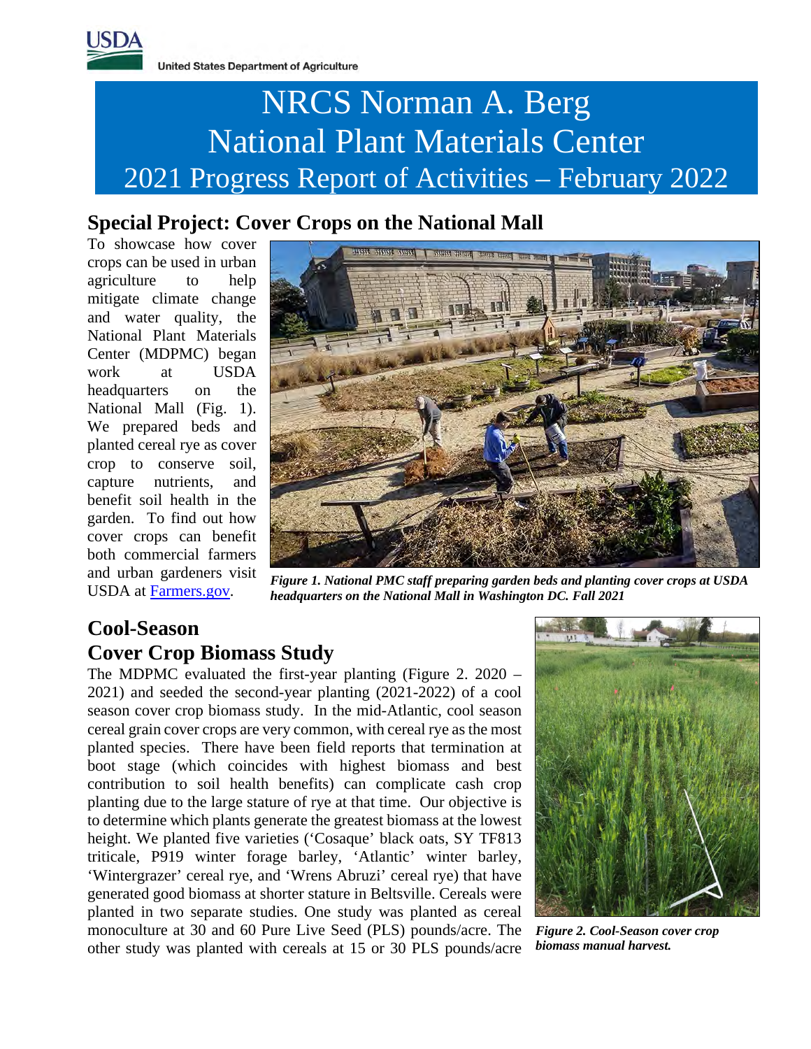United States Department of Agriculture

# NRCS Norman A. Berg National Plant Materials Center 2021 Progress Report of Activities – February 2022

## Special Project: Cover Crops on the National Mall

To showcase how cover crops can be used in urban agriculture to help mitigate climate change and water quality, the National Plant Materials Center (MDPMC) began work at USDA headquarters on the National Mall (Fig. 1). We prepared beds and planted cereal rye as cover crop to conserve soil, capture nutrients, and benefit soil health in the garden. To find out how cover crops can benefit both commercial farmers and urban gardeners visit USDA at [Farmers.gov](Farmers.gov).

***Figure 1. National PMC staff preparing garden beds and planting cover crops at USDA headquarters on the National Mall in Washington DC. Fall 2021***

## Cool-Season Cover Crop Biomass Study

The MDPMC evaluated the first-year planting (Figure 2. 2020 – 2021) and seeded the second-year planting (2021-2022) of a cool season cover crop biomass study. In the mid-Atlantic, cool season cereal grain cover crops are very common, with cereal rye as the most planted species. There have been field reports that termination at boot stage (which coincides with highest biomass and best contribution to soil health benefits) can complicate cash crop planting due to the large stature of rye at that time. Our objective is to determine which plants generate the greatest biomass at the lowest height. We planted five varieties ('Cosaque' black oats, SY TF813 triticale, P919 winter forage barley, 'Atlantic' winter barley, 'Wintergrazer' cereal rye, and 'Wrens Abruzi' cereal rye) that have generated good biomass at shorter stature in Beltsville. Cereals were planted in two separate studies. One study was planted as cereal monoculture at 30 and 60 Pure Live Seed (PLS) pounds/acre. The other study was planted with cereals at 15 or 30 PLS pounds/acre

***Figure 2. Cool-Season cover crop biomass manual harvest.***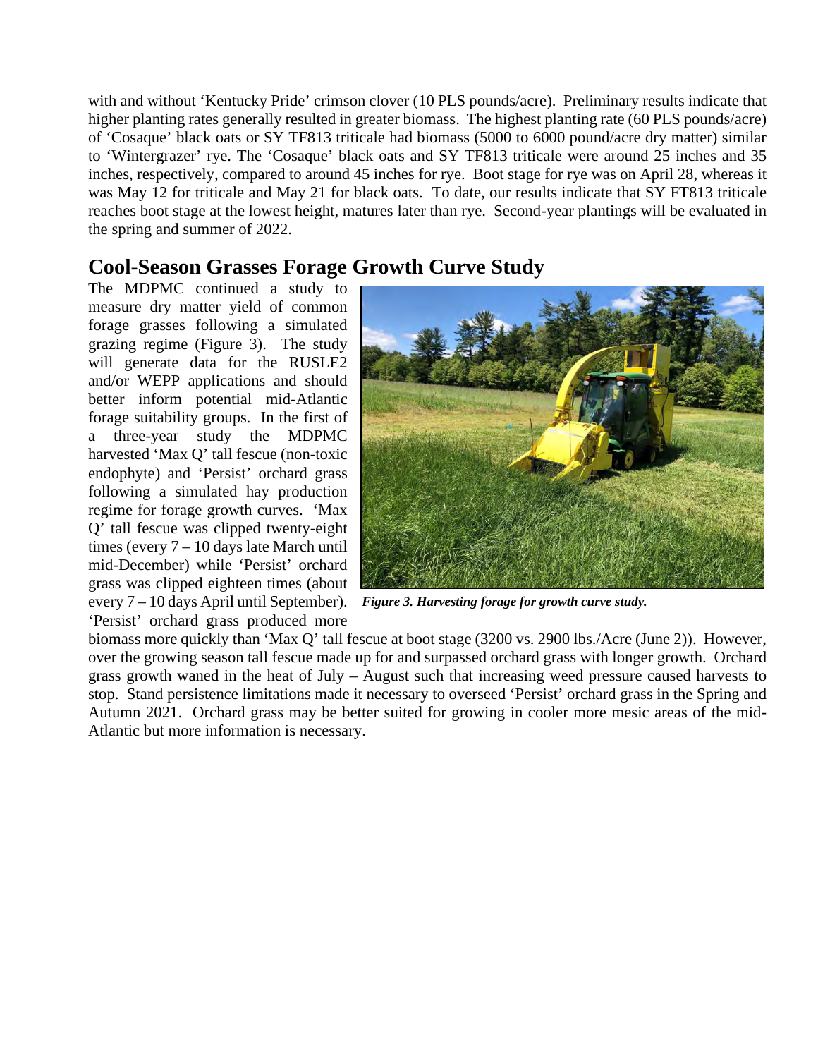with and without 'Kentucky Pride' crimson clover (10 PLS pounds/acre). Preliminary results indicate that higher planting rates generally resulted in greater biomass. The highest planting rate (60 PLS pounds/acre) of 'Cosaque' black oats or SY TF813 triticale had biomass (5000 to 6000 pound/acre dry matter) similar to 'Wintergrazer' rye. The 'Cosaque' black oats and SY TF813 triticale were around 25 inches and 35 inches, respectively, compared to around 45 inches for rye. Boot stage for rye was on April 28, whereas it was May 12 for triticale and May 21 for black oats. To date, our results indicate that SY FT813 triticale reaches boot stage at the lowest height, matures later than rye. Second-year plantings will be evaluated in the spring and summer of 2022.

## Cool-Season Grasses Forage Growth Curve Study

The MDPMC continued a study to measure dry matter yield of common forage grasses following a simulated grazing regime (Figure 3). The study will generate data for the RUSLE2 and/or WEPP applications and should better inform potential mid-Atlantic forage suitability groups. In the first of a three-year study the MDPMC harvested 'Max Q' tall fescue (non-toxic endophyte) and 'Persist' orchard grass following a simulated hay production regime for forage growth curves. 'Max Q' tall fescue was clipped twenty-eight times (every 7 – 10 days late March until mid-December) while 'Persist' orchard grass was clipped eighteen times (about every 7 – 10 days April until September). 'Persist' orchard grass produced more biomass more quickly than 'Max Q' tall fescue at boot stage (3200 vs. 2900 lbs./Acre (June 2)). However, over the growing season tall fescue made up for and surpassed orchard grass with longer growth. Orchard grass growth waned in the heat of July – August such that increasing weed pressure caused harvests to stop. Stand persistence limitations made it necessary to overseed 'Persist' orchard grass in the Spring and Autumn 2021. Orchard grass may be better suited for growing in cooler more mesic areas of the mid-Atlantic but more information is necessary.

***Figure 3. Harvesting forage for growth curve study.***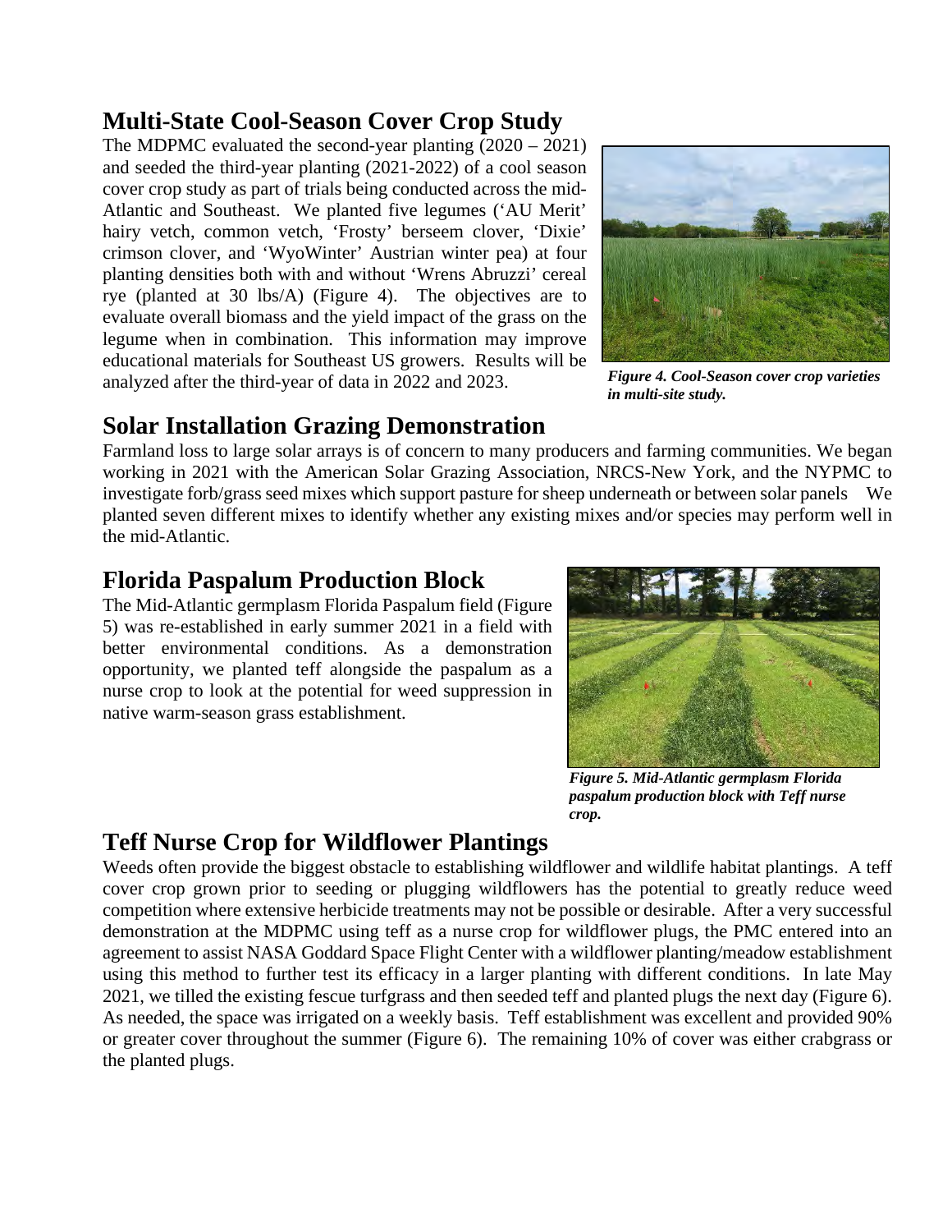## Multi-State Cool-Season Cover Crop Study

The MDPMC evaluated the second-year planting (2020 – 2021) and seeded the third-year planting (2021-2022) of a cool season cover crop study as part of trials being conducted across the mid-Atlantic and Southeast. We planted five legumes ('AU Merit' hairy vetch, common vetch, 'Frosty' berseem clover, 'Dixie' crimson clover, and 'WyoWinter' Austrian winter pea) at four planting densities both with and without 'Wrens Abruzzi' cereal rye (planted at 30 lbs/A) (Figure 4). The objectives are to evaluate overall biomass and the yield impact of the grass on the legume when in combination. This information may improve educational materials for Southeast US growers. Results will be analyzed after the third-year of data in 2022 and 2023.

***Figure 4. Cool-Season cover crop varieties in multi-site study.***

## Solar Installation Grazing Demonstration

Farmland loss to large solar arrays is of concern to many producers and farming communities. We began working in 2021 with the American Solar Grazing Association, NRCS-New York, and the NYPMC to investigate forb/grass seed mixes which support pasture for sheep underneath or between solar panels We planted seven different mixes to identify whether any existing mixes and/or species may perform well in the mid-Atlantic.

## Florida Paspalum Production Block

The Mid-Atlantic germplasm Florida Paspalum field (Figure 5) was re-established in early summer 2021 in a field with better environmental conditions. As a demonstration opportunity, we planted teff alongside the paspalum as a nurse crop to look at the potential for weed suppression in native warm-season grass establishment.

***Figure 5. Mid-Atlantic germplasm Florida paspalum production block with Teff nurse crop.***

## Teff Nurse Crop for Wildflower Plantings

Weeds often provide the biggest obstacle to establishing wildflower and wildlife habitat plantings. A teff cover crop grown prior to seeding or plugging wildflowers has the potential to greatly reduce weed competition where extensive herbicide treatments may not be possible or desirable. After a very successful demonstration at the MDPMC using teff as a nurse crop for wildflower plugs, the PMC entered into an agreement to assist NASA Goddard Space Flight Center with a wildflower planting/meadow establishment using this method to further test its efficacy in a larger planting with different conditions. In late May 2021, we tilled the existing fescue turfgrass and then seeded teff and planted plugs the next day (Figure 6). As needed, the space was irrigated on a weekly basis. Teff establishment was excellent and provided 90% or greater cover throughout the summer (Figure 6). The remaining 10% of cover was either crabgrass or the planted plugs.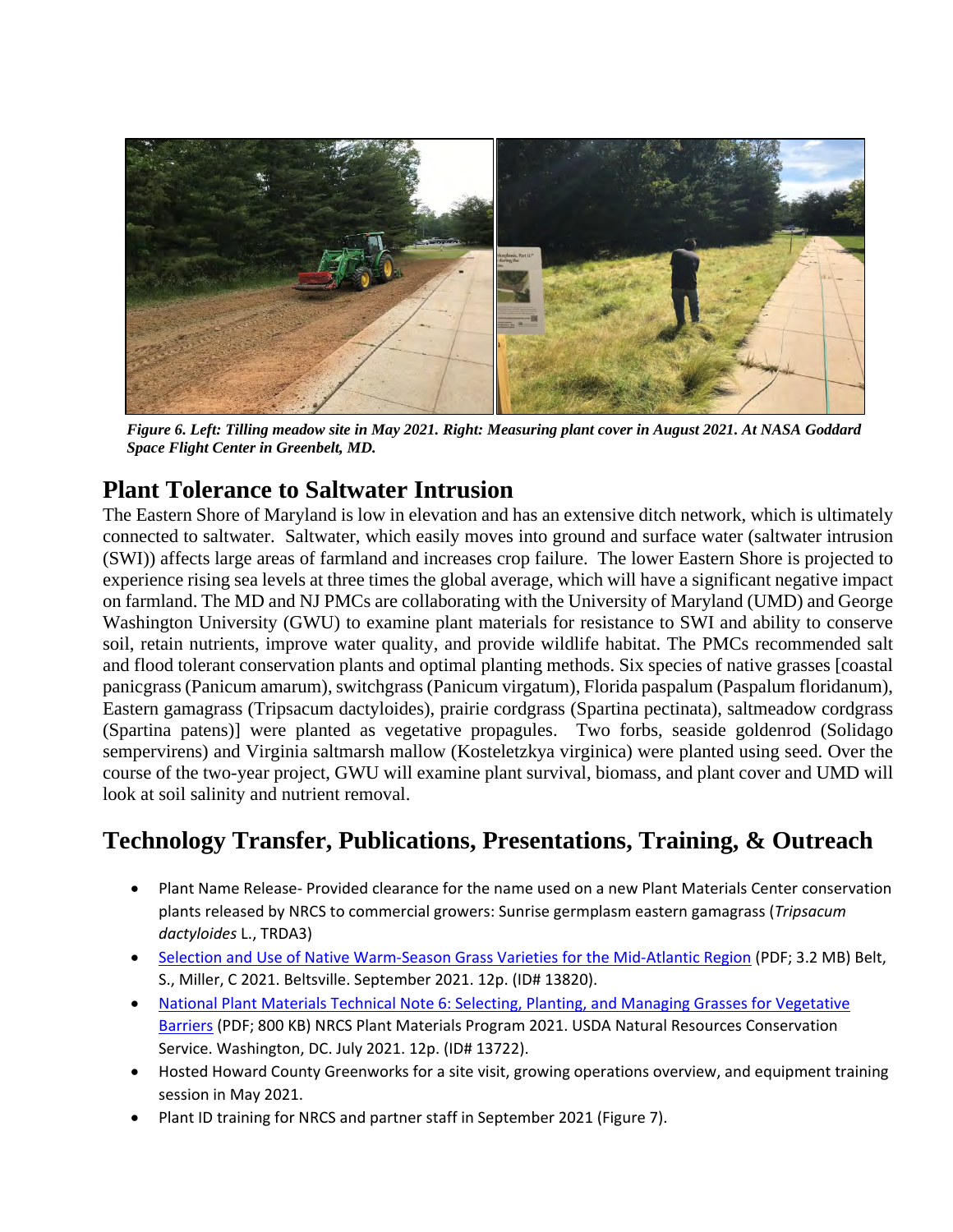*Figure 6. Left: Tilling meadow site in May 2021. Right: Measuring plant cover in August 2021. At NASA Goddard Space Flight Center in Greenbelt, MD.*

## Plant Tolerance to Saltwater Intrusion

The Eastern Shore of Maryland is low in elevation and has an extensive ditch network, which is ultimately connected to saltwater. Saltwater, which easily moves into ground and surface water (saltwater intrusion (SWI)) affects large areas of farmland and increases crop failure. The lower Eastern Shore is projected to experience rising sea levels at three times the global average, which will have a significant negative impact on farmland. The MD and NJ PMCs are collaborating with the University of Maryland (UMD) and George Washington University (GWU) to examine plant materials for resistance to SWI and ability to conserve soil, retain nutrients, improve water quality, and provide wildlife habitat. The PMCs recommended salt and flood tolerant conservation plants and optimal planting methods. Six species of native grasses [coastal panicgrass (Panicum amarum), switchgrass (Panicum virgatum), Florida paspalum (Paspalum floridanum), Eastern gamagrass (Tripsacum dactyloides), prairie cordgrass (Spartina pectinata), saltmeadow cordgrass (Spartina patens)] were planted as vegetative propagules. Two forbs, seaside goldenrod (Solidago sempervirens) and Virginia saltmarsh mallow (Kosteletzkya virginica) were planted using seed. Over the course of the two-year project, GWU will examine plant survival, biomass, and plant cover and UMD will look at soil salinity and nutrient removal.

## Technology Transfer, Publications, Presentations, Training, & Outreach

- Plant Name Release- Provided clearance for the name used on a new Plant Materials Center conservation plants released by NRCS to commercial growers: Sunrise germplasm eastern gamagrass (*Tripsacum dactyloides* L., TRDA3)
- Selection and Use of Native Warm-Season Grass Varieties for the Mid-Atlantic Region (PDF; 3.2 MB) Belt, S., Miller, C 2021. Beltsville. September 2021. 12p. (ID# 13820).
- National Plant Materials Technical Note 6: Selecting, Planting, and Managing Grasses for Vegetative Barriers (PDF; 800 KB) NRCS Plant Materials Program 2021. USDA Natural Resources Conservation Service. Washington, DC. July 2021. 12p. (ID# 13722).
- Hosted Howard County Greenworks for a site visit, growing operations overview, and equipment training session in May 2021.
- Plant ID training for NRCS and partner staff in September 2021 (Figure 7).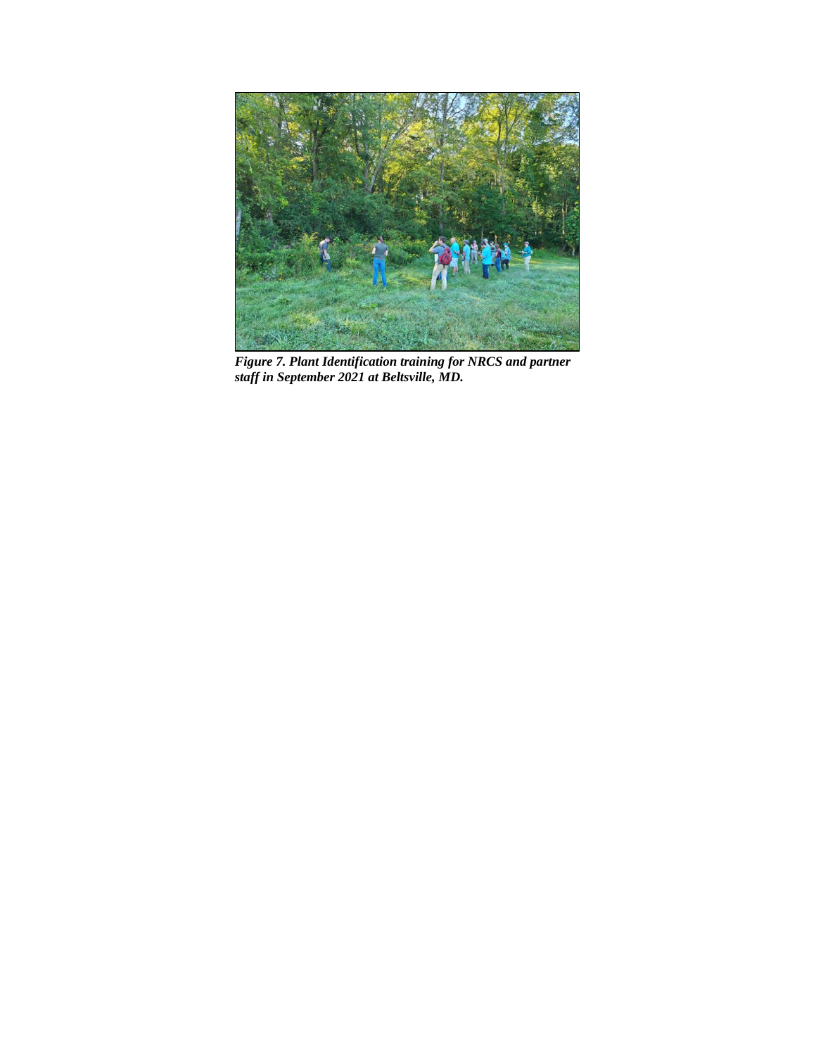***Figure 7. Plant Identification training for NRCS and partner staff in September 2021 at Beltsville, MD.***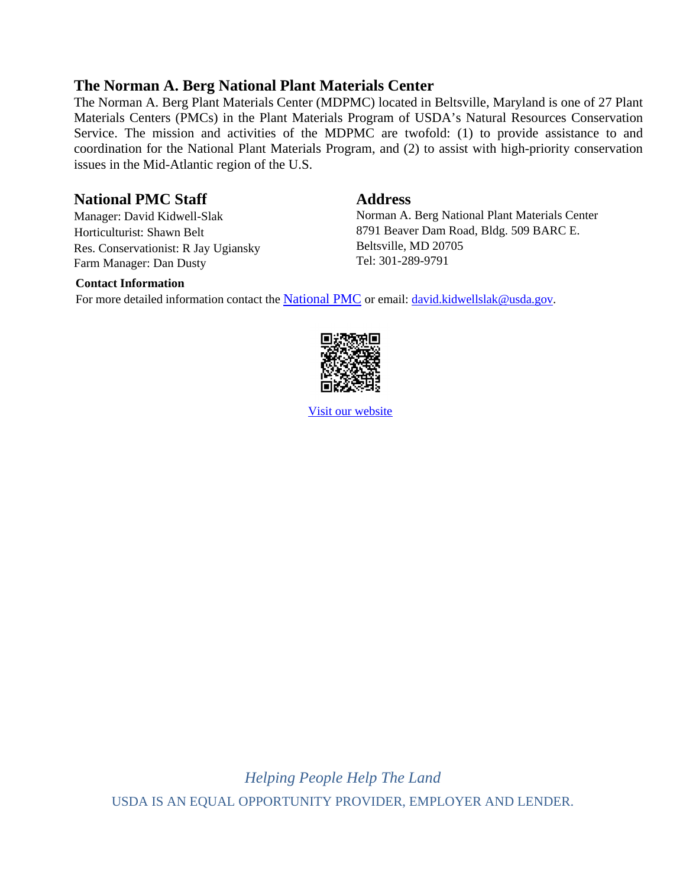## The Norman A. Berg National Plant Materials Center

The Norman A. Berg Plant Materials Center (MDPMC) located in Beltsville, Maryland is one of 27 Plant Materials Centers (PMCs) in the Plant Materials Program of USDA's Natural Resources Conservation Service. The mission and activities of the MDPMC are twofold: (1) to provide assistance to and coordination for the National Plant Materials Program, and (2) to assist with high-priority conservation issues in the Mid-Atlantic region of the U.S.

### National PMC Staff

Manager: David Kidwell-Slak
Horticulturist: Shawn Belt
Res. Conservationist: R Jay Ugiansky
Farm Manager: Dan Dusty

### Address

Norman A. Berg National Plant Materials Center
8791 Beaver Dam Road, Bldg. 509 BARC E.
Beltsville, MD 20705
Tel: 301-289-9791

**Contact Information**

For more detailed information contact the National PMC or email: david.kidwellslak@usda.gov.

Visit our website

*Helping People Help The Land*

USDA IS AN EQUAL OPPORTUNITY PROVIDER, EMPLOYER AND LENDER.